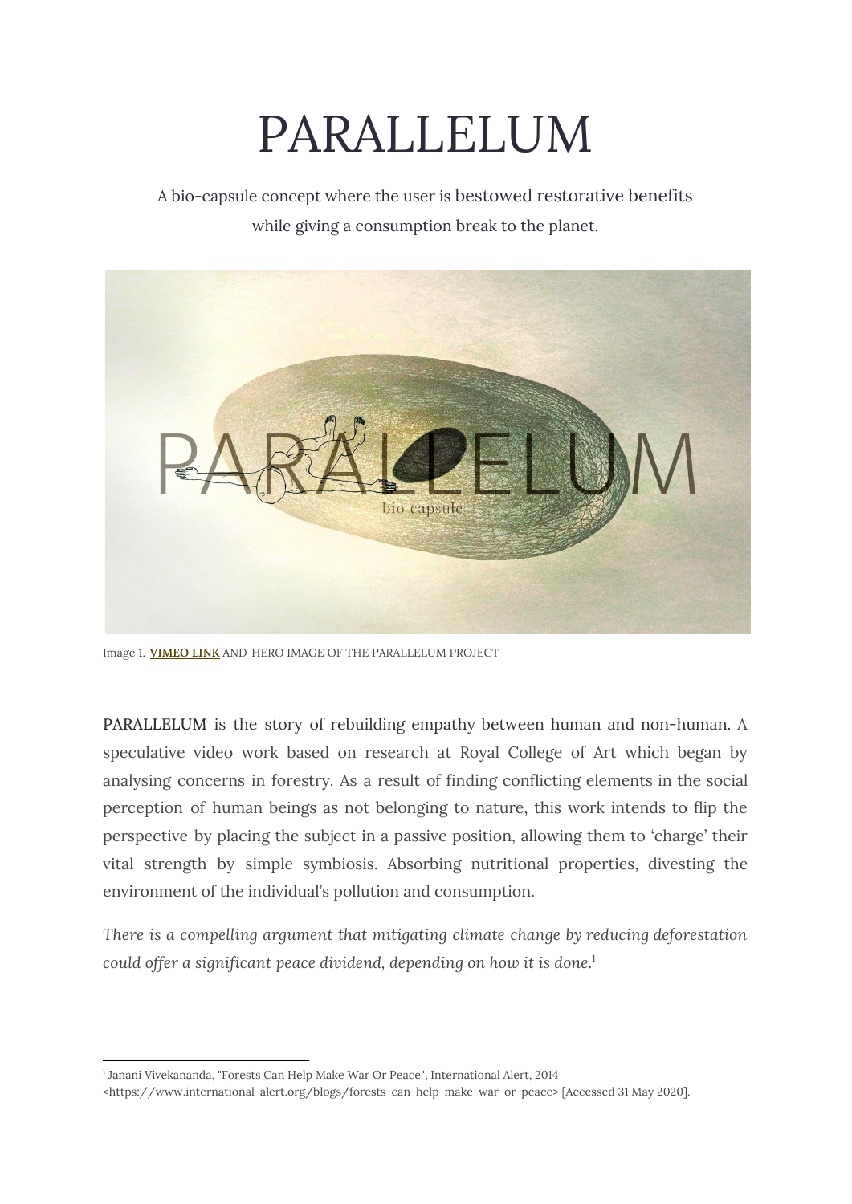# PARALLELUM

A bio-capsule concept where the user is bestowed restorative benefits while giving a consumption break to the planet.

Image 1. **VIMEO LINK** AND HERO IMAGE OF THE PARALLELUM PROJECT

PARALLELUM is the story of rebuilding empathy between human and non-human. A speculative video work based on research at Royal College of Art which began by analysing concerns in forestry. As a result of finding conflicting elements in the social perception of human beings as not belonging to nature, this work intends to flip the perspective by placing the subject in a passive position, allowing them to 'charge' their vital strength by simple symbiosis. Absorbing nutritional properties, divesting the environment of the individual's pollution and consumption.

*There is a compelling argument that mitigating climate change by reducing deforestation could offer a significant peace dividend, depending on how it is done.*[1]

---

[1] Janani Vivekananda, "Forests Can Help Make War Or Peace", International Alert, 2014 <https://www.international-alert.org/blogs/forests-can-help-make-war-or-peace> [Accessed 31 May 2020].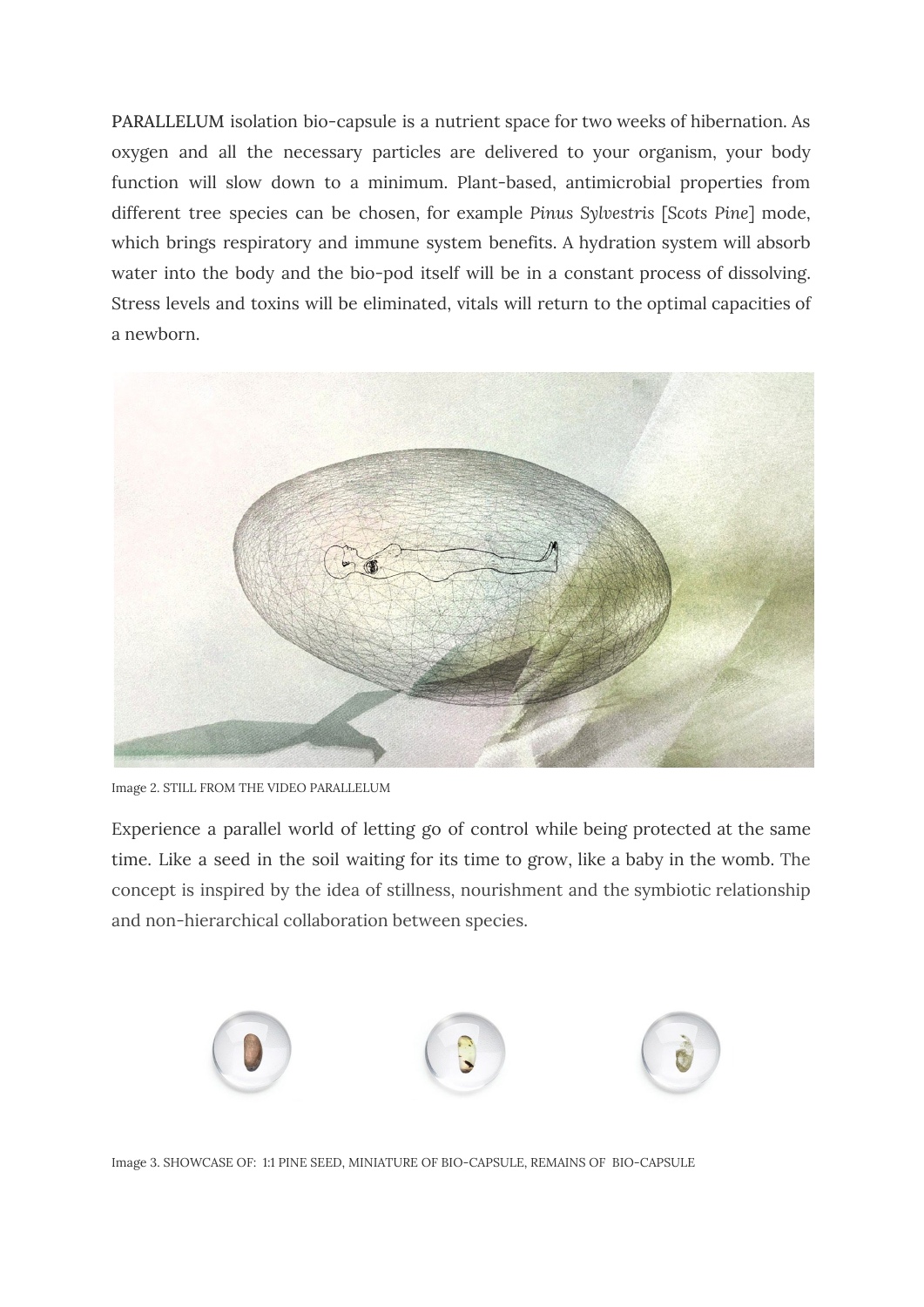PARALLELUM isolation bio-capsule is a nutrient space for two weeks of hibernation. As oxygen and all the necessary particles are delivered to your organism, your body function will slow down to a minimum. Plant-based, antimicrobial properties from different tree species can be chosen, for example *Pinus Sylvestris* [*Scots Pine*] mode, which brings respiratory and immune system benefits. A hydration system will absorb water into the body and the bio-pod itself will be in a constant process of dissolving. Stress levels and toxins will be eliminated, vitals will return to the optimal capacities of a newborn.

Image 2. STILL FROM THE VIDEO PARALLELUM

Experience a parallel world of letting go of control while being protected at the same time. Like a seed in the soil waiting for its time to grow, like a baby in the womb. The concept is inspired by the idea of stillness, nourishment and the symbiotic relationship and non-hierarchical collaboration between species.

Image 3. SHOWCASE OF: 1:1 PINE SEED, MINIATURE OF BIO-CAPSULE, REMAINS OF BIO-CAPSULE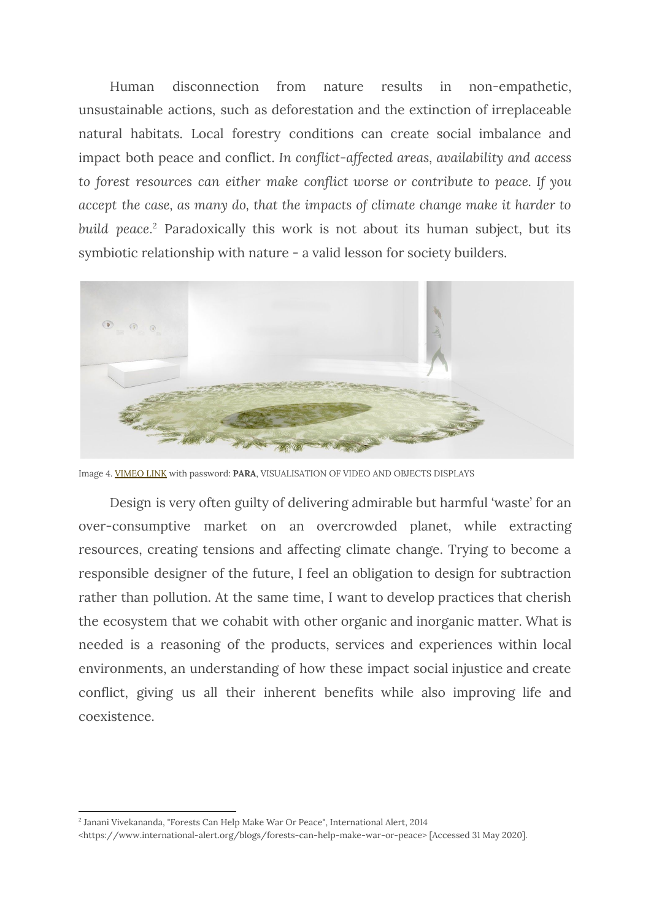Human disconnection from nature results in non-empathetic, unsustainable actions, such as deforestation and the extinction of irreplaceable natural habitats. Local forestry conditions can create social imbalance and impact both peace and conflict. *In conflict-affected areas, availability and access to forest resources can either make conflict worse or contribute to peace. If you accept the case, as many do, that the impacts of climate change make it harder to build peace.*[2] Paradoxically this work is not about its human subject, but its symbiotic relationship with nature - a valid lesson for society builders.

Image 4. VIMEO LINK with password: **PARA**, VISUALISATION OF VIDEO AND OBJECTS DISPLAYS

Design is very often guilty of delivering admirable but harmful 'waste' for an over-consumptive market on an overcrowded planet, while extracting resources, creating tensions and affecting climate change. Trying to become a responsible designer of the future, I feel an obligation to design for subtraction rather than pollution. At the same time, I want to develop practices that cherish the ecosystem that we cohabit with other organic and inorganic matter. What is needed is a reasoning of the products, services and experiences within local environments, an understanding of how these impact social injustice and create conflict, giving us all their inherent benefits while also improving life and coexistence.

---

[2] Janani Vivekananda, "Forests Can Help Make War Or Peace", International Alert, 2014 <https://www.international-alert.org/blogs/forests-can-help-make-war-or-peace> [Accessed 31 May 2020].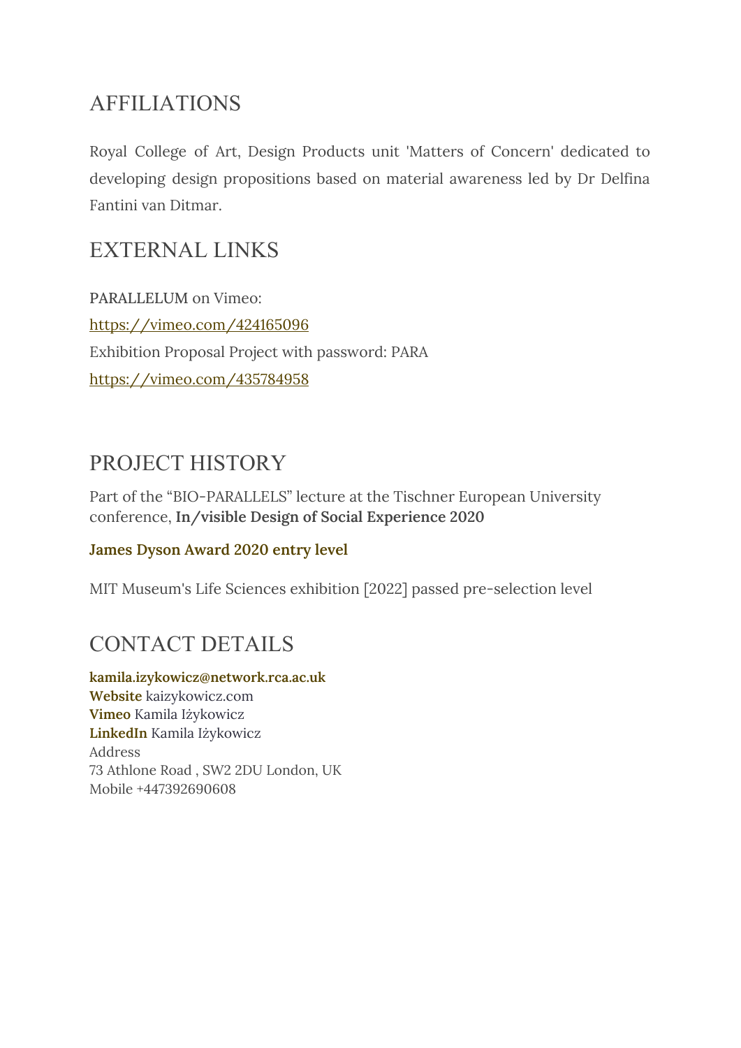## AFFILIATIONS

Royal College of Art, Design Products unit 'Matters of Concern' dedicated to developing design propositions based on material awareness led by Dr Delfina Fantini van Ditmar.

## EXTERNAL LINKS

PARALLELUM on Vimeo:
[https://vimeo.com/424165096](https://vimeo.com/424165096)
Exhibition Proposal Project with password: PARA
[https://vimeo.com/435784958](https://vimeo.com/435784958)

## PROJECT HISTORY

Part of the "BIO-PARALLELS" lecture at the Tischner European University conference, **In/visible Design of Social Experience 2020**

**James Dyson Award 2020 entry level**

MIT Museum's Life Sciences exhibition [2022] passed pre-selection level

## CONTACT DETAILS

**kamila.izykowicz@network.rca.ac.uk**
**Website** kaizykowicz.com
**Vimeo** Kamila Iżykowicz
**LinkedIn** Kamila Iżykowicz
Address
73 Athlone Road , SW2 2DU London, UK
Mobile +447392690608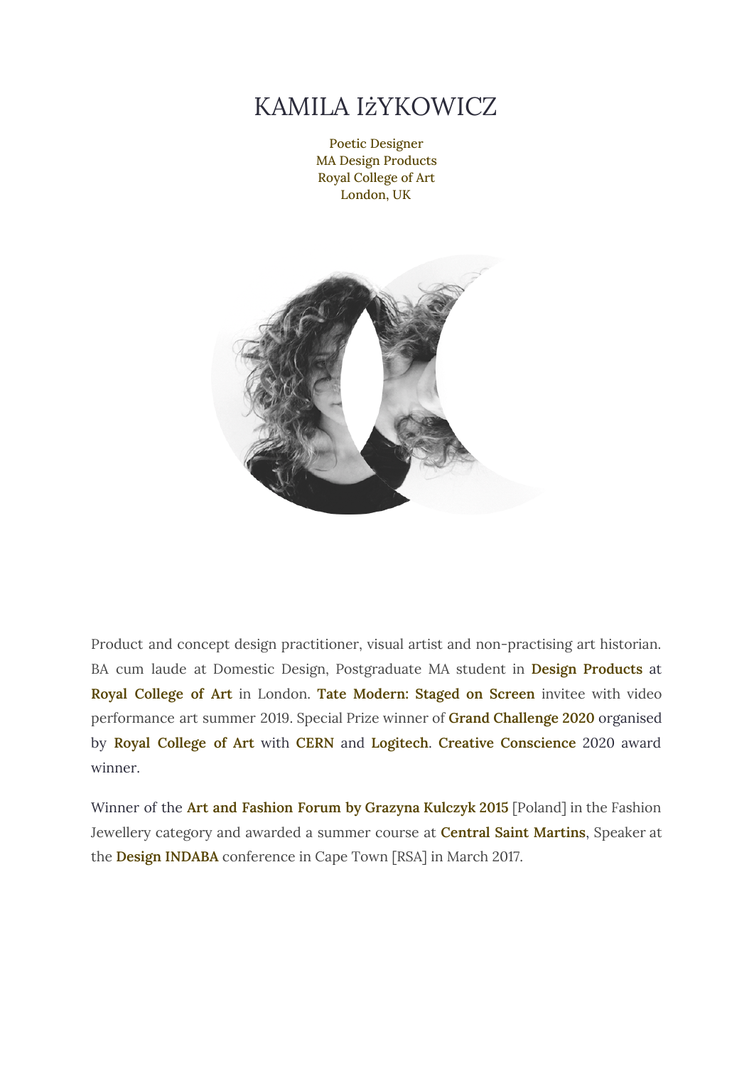# KAMILA IżYKOWICZ

Poetic Designer
MA Design Products
Royal College of Art
London, UK

Product and concept design practitioner, visual artist and non-practising art historian. BA cum laude at Domestic Design, Postgraduate MA student in **Design Products** at **Royal College of Art** in London. **Tate Modern: Staged on Screen** invitee with video performance art summer 2019. Special Prize winner of **Grand Challenge 2020** organised by **Royal College of Art** with **CERN** and **Logitech**. **Creative Conscience** 2020 award winner.

Winner of the **Art and Fashion Forum by Grazyna Kulczyk 2015** [Poland] in the Fashion Jewellery category and awarded a summer course at **Central Saint Martins**, Speaker at the **Design INDABA** conference in Cape Town [RSA] in March 2017.